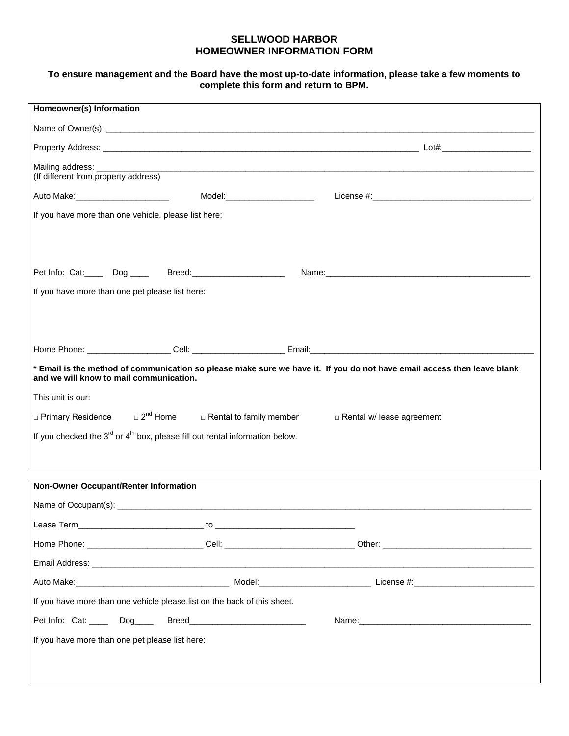# SELLWOOD HARBOR
# HOMEOWNER INFORMATION FORM

**To ensure management and the Board have the most up-to-date information, please take a few moments to complete this form and return to BPM.**

**Homeowner(s) Information**

Name of Owner(s): ____________________________________________________________________________________________

Property Address: ______________________________________________________________________ Lot#:___________________

Mailing address: ______________________________________________________________________________________________
(If different from property address)

Auto Make:____________________ Model:___________________ License #:__________________________________

If you have more than one vehicle, please list here:

Pet Info: Cat:____ Dog:____ Breed:____________________ Name:_____________________________________________

If you have more than one pet please list here:

Home Phone: __________________ Cell: ___________________ Email:__________________________________________________

**\* Email is the method of communication so please make sure we have it. If you do not have email access then leave blank and we will know to mail communication.**

This unit is our:

□ Primary Residence □ 2nd Home □ Rental to family member □ Rental w/ lease agreement

If you checked the 3rd or 4th box, please fill out rental information below.

**Non-Owner Occupant/Renter Information**

Name of Occupant(s): __________________________________________________________________________________________

Lease Term___________________________ to ______________________________

Home Phone: _________________________ Cell: ____________________________ Other: ________________________________

Email Address: ________________________________________________________________________________________________

Auto Make:_________________________________ Model:________________________ License #:__________________________

If you have more than one vehicle please list on the back of this sheet.

Pet Info: Cat: ____ Dog____ Breed_________________________ Name:____________________________________

If you have more than one pet please list here: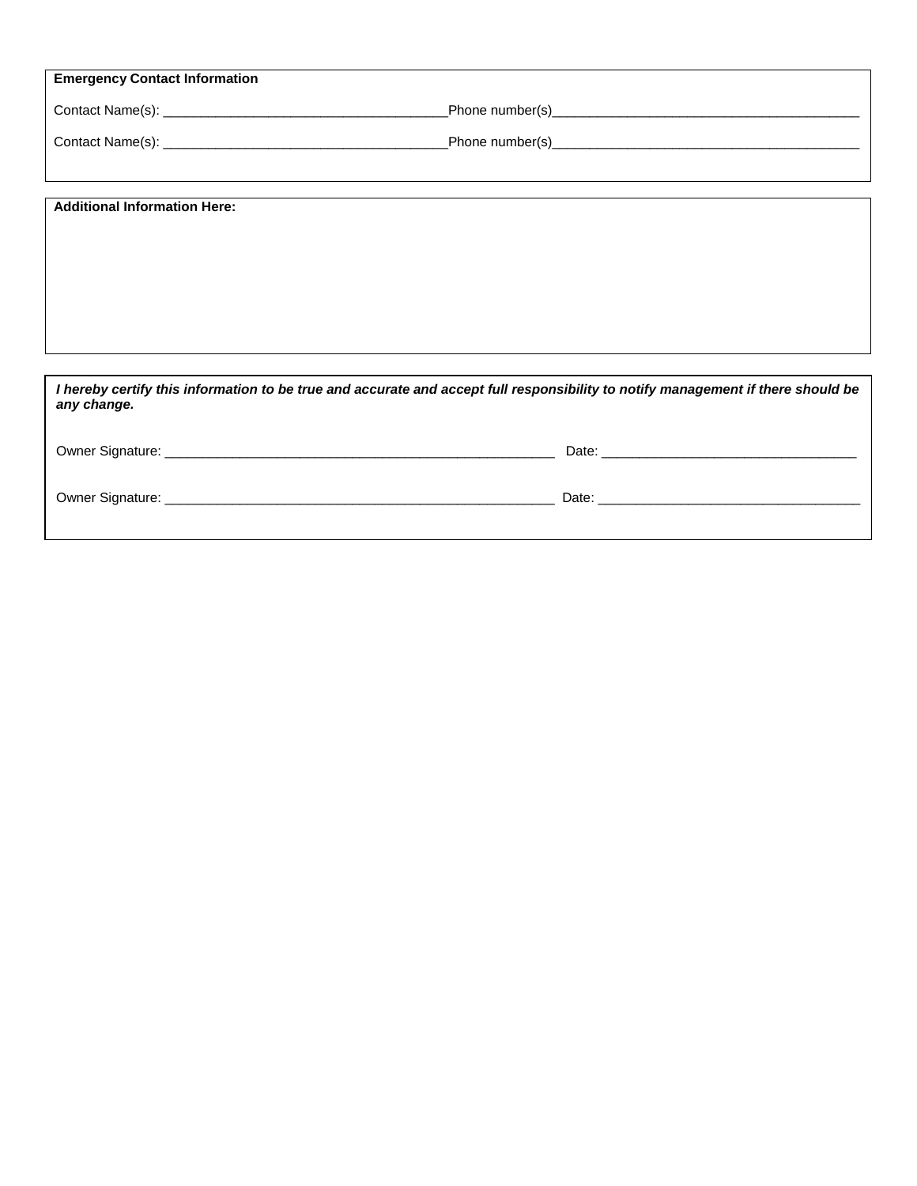**Emergency Contact Information**

Contact Name(s): ______________________________________Phone number(s)_________________________________________

Contact Name(s): ______________________________________Phone number(s)_________________________________________

**Additional Information Here:**

***I hereby certify this information to be true and accurate and accept full responsibility to notify management if there should be any change.***

Owner Signature: ____________________________________________________ Date: ___________________________________

Owner Signature: ____________________________________________________ Date: ___________________________________